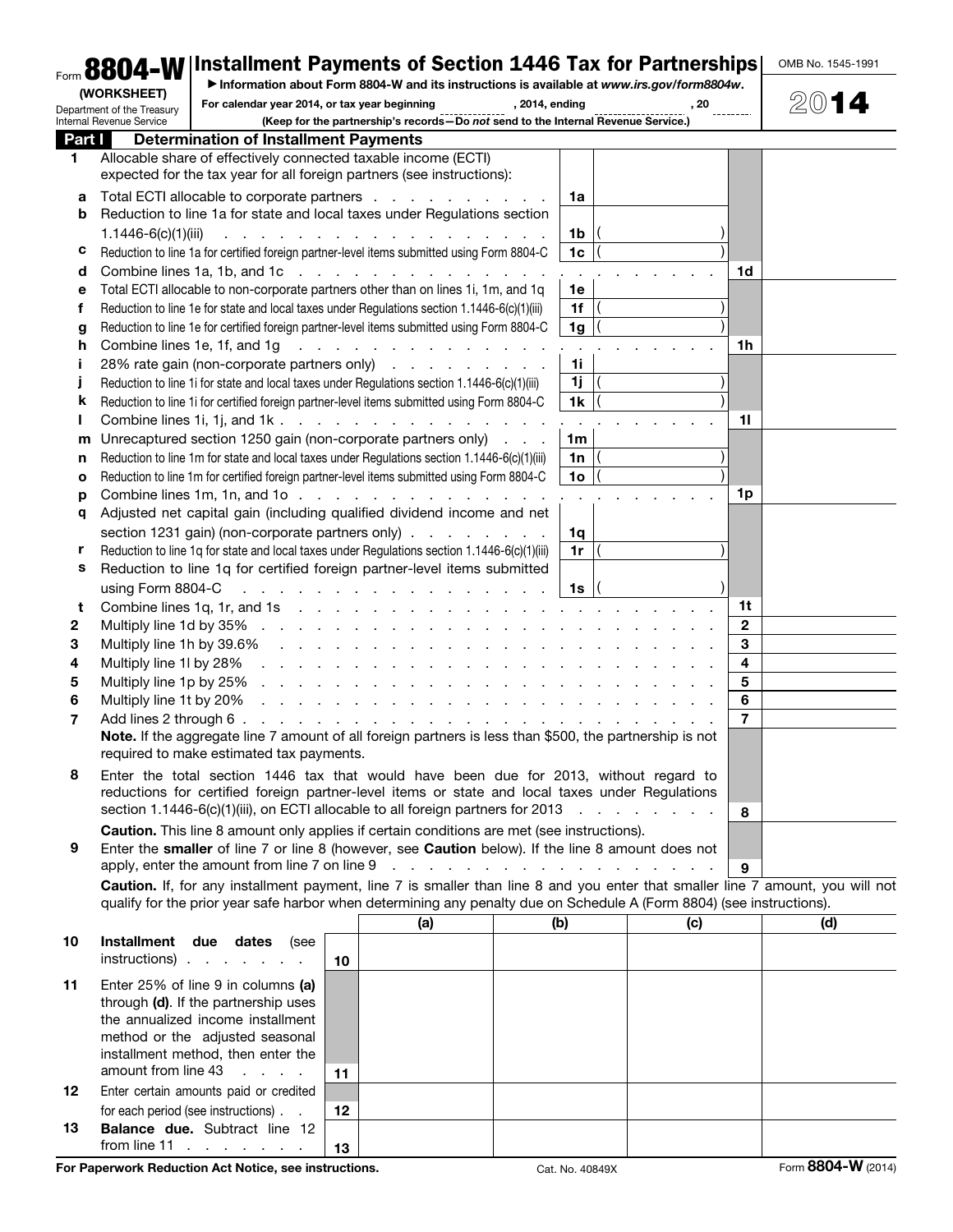Form **8804-W** (WORKSHEET)
Department of the Treasury
Internal Revenue Service

# Installment Payments of Section 1446 Tax for Partnerships

▶ Information about Form 8804-W and its instructions is available at *www.irs.gov/form8804w*.

For calendar year 2014, or tax year beginning ____________, 2014, ending ____________, 20 ____

**(Keep for the partnership's records—Do *not* send to the Internal Revenue Service.)**

OMB No. 1545-1991

2014

## Part I — Determination of Installment Payments

| | | | | | |
|---|---|---|---|---|---|
| **1** | Allocable share of effectively connected taxable income (ECTI) expected for the tax year for all foreign partners (see instructions): | | | | |
| **a** | Total ECTI allocable to corporate partners | 1a | | | |
| **b** | Reduction to line 1a for state and local taxes under Regulations section 1.1446-6(c)(1)(iii) | 1b | ( ) | | |
| **c** | Reduction to line 1a for certified foreign partner-level items submitted using Form 8804-C | 1c | ( ) | | |
| **d** | Combine lines 1a, 1b, and 1c | | | 1d | |
| **e** | Total ECTI allocable to non-corporate partners other than on lines 1i, 1m, and 1q | 1e | | | |
| **f** | Reduction to line 1e for state and local taxes under Regulations section 1.1446-6(c)(1)(iii) | 1f | ( ) | | |
| **g** | Reduction to line 1e for certified foreign partner-level items submitted using Form 8804-C | 1g | ( ) | | |
| **h** | Combine lines 1e, 1f, and 1g | | | 1h | |
| **i** | 28% rate gain (non-corporate partners only) | 1i | | | |
| **j** | Reduction to line 1i for state and local taxes under Regulations section 1.1446-6(c)(1)(iii) | 1j | ( ) | | |
| **k** | Reduction to line 1i for certified foreign partner-level items submitted using Form 8804-C | 1k | ( ) | | |
| **l** | Combine lines 1i, 1j, and 1k | | | 1l | |
| **m** | Unrecaptured section 1250 gain (non-corporate partners only) | 1m | | | |
| **n** | Reduction to line 1m for state and local taxes under Regulations section 1.1446-6(c)(1)(iii) | 1n | ( ) | | |
| **o** | Reduction to line 1m for certified foreign partner-level items submitted using Form 8804-C | 1o | ( ) | | |
| **p** | Combine lines 1m, 1n, and 1o | | | 1p | |
| **q** | Adjusted net capital gain (including qualified dividend income and net section 1231 gain) (non-corporate partners only) | 1q | | | |
| **r** | Reduction to line 1q for state and local taxes under Regulations section 1.1446-6(c)(1)(iii) | 1r | ( ) | | |
| **s** | Reduction to line 1q for certified foreign partner-level items submitted using Form 8804-C | 1s | ( ) | | |
| **t** | Combine lines 1q, 1r, and 1s | | | 1t | |
| **2** | Multiply line 1d by 35% | | | 2 | |
| **3** | Multiply line 1h by 39.6% | | | 3 | |
| **4** | Multiply line 1l by 28% | | | 4 | |
| **5** | Multiply line 1p by 25% | | | 5 | |
| **6** | Multiply line 1t by 20% | | | 6 | |
| **7** | Add lines 2 through 6<br>**Note.** If the aggregate line 7 amount of all foreign partners is less than $500, the partnership is not required to make estimated tax payments. | | | 7 | |
| **8** | Enter the total section 1446 tax that would have been due for 2013, without regard to reductions for certified foreign partner-level items or state and local taxes under Regulations section 1.1446-6(c)(1)(iii), on ECTI allocable to all foreign partners for 2013<br>**Caution.** This line 8 amount only applies if certain conditions are met (see instructions). | | | 8 | |
| **9** | Enter the **smaller** of line 7 or line 8 (however, see **Caution** below). If the line 8 amount does not apply, enter the amount from line 7 on line 9 | | | 9 | |

**Caution.** If, for any installment payment, line 7 is smaller than line 8 and you enter that smaller line 7 amount, you will not qualify for the prior year safe harbor when determining any penalty due on Schedule A (Form 8804) (see instructions).

| | | | (a) | (b) | (c) | (d) |
|---|---|---|---|---|---|---|
| **10** | **Installment due dates** (see instructions) | 10 | | | | |
| **11** | Enter 25% of line 9 in columns **(a)** through **(d)**. If the partnership uses the annualized income installment method or the adjusted seasonal installment method, then enter the amount from line 43 | 11 | | | | |
| **12** | Enter certain amounts paid or credited for each period (see instructions) | 12 | | | | |
| **13** | **Balance due.** Subtract line 12 from line 11 | 13 | | | | |

**For Paperwork Reduction Act Notice, see instructions.** Cat. No. 40849X Form **8804-W** (2014)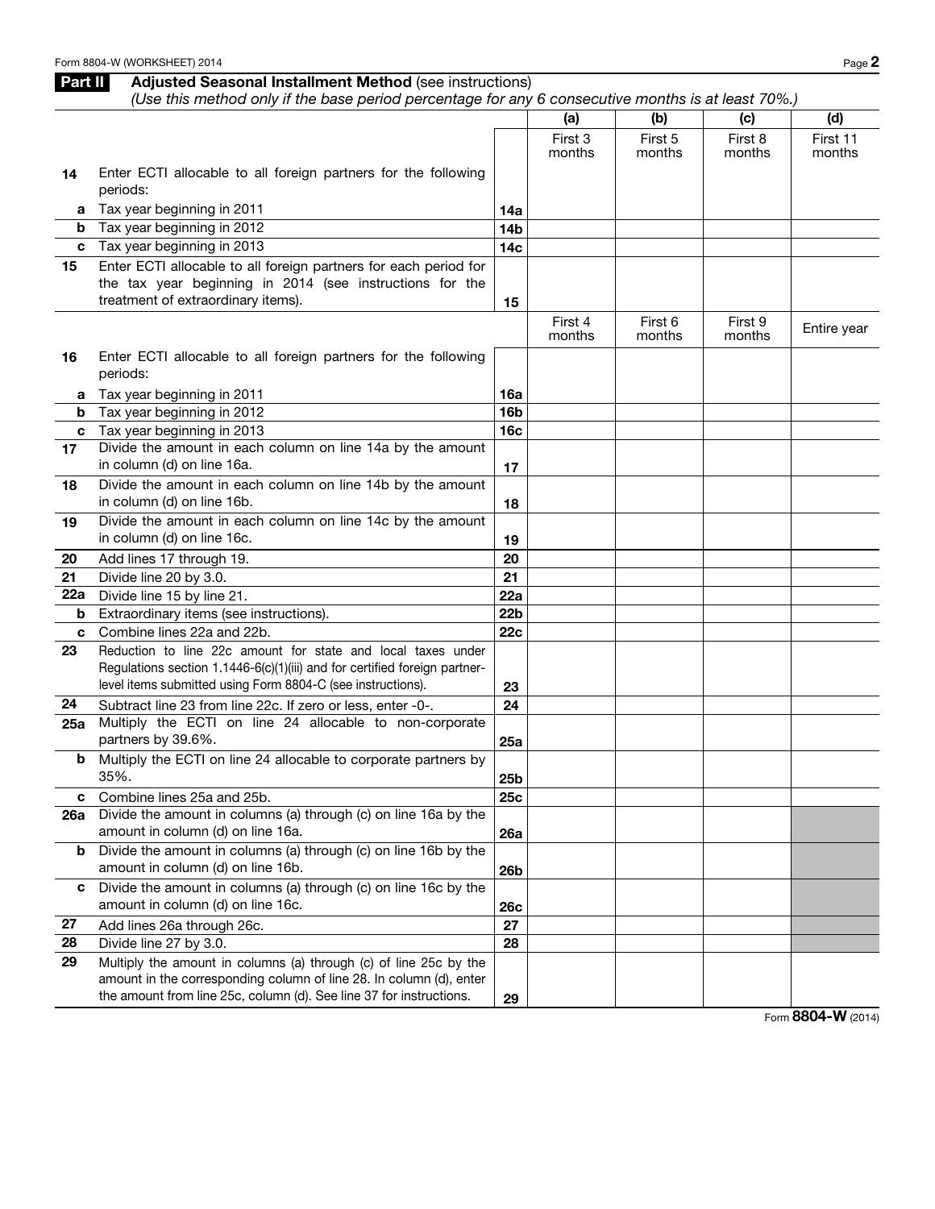## Part II Adjusted Seasonal Installment Method (see instructions)

*(Use this method only if the base period percentage for any 6 consecutive months is at least 70%.)*

| | | | (a) | (b) | (c) | (d) |
|---|---|---|---|---|---|---|
| | | | First 3 months | First 5 months | First 8 months | First 11 months |
| **14** | Enter ECTI allocable to all foreign partners for the following periods: | | | | | |
| **a** | Tax year beginning in 2011 | **14a** | | | | |
| **b** | Tax year beginning in 2012 | **14b** | | | | |
| **c** | Tax year beginning in 2013 | **14c** | | | | |
| **15** | Enter ECTI allocable to all foreign partners for each period for the tax year beginning in 2014 (see instructions for the treatment of extraordinary items). | **15** | | | | |
| | | | First 4 months | First 6 months | First 9 months | Entire year |
| **16** | Enter ECTI allocable to all foreign partners for the following periods: | | | | | |
| **a** | Tax year beginning in 2011 | **16a** | | | | |
| **b** | Tax year beginning in 2012 | **16b** | | | | |
| **c** | Tax year beginning in 2013 | **16c** | | | | |
| **17** | Divide the amount in each column on line 14a by the amount in column (d) on line 16a. | **17** | | | | |
| **18** | Divide the amount in each column on line 14b by the amount in column (d) on line 16b. | **18** | | | | |
| **19** | Divide the amount in each column on line 14c by the amount in column (d) on line 16c. | **19** | | | | |
| **20** | Add lines 17 through 19. | **20** | | | | |
| **21** | Divide line 20 by 3.0. | **21** | | | | |
| **22a** | Divide line 15 by line 21. | **22a** | | | | |
| **b** | Extraordinary items (see instructions). | **22b** | | | | |
| **c** | Combine lines 22a and 22b. | **22c** | | | | |
| **23** | Reduction to line 22c amount for state and local taxes under Regulations section 1.1446-6(c)(1)(iii) and for certified foreign partner-level items submitted using Form 8804-C (see instructions). | **23** | | | | |
| **24** | Subtract line 23 from line 22c. If zero or less, enter -0-. | **24** | | | | |
| **25a** | Multiply the ECTI on line 24 allocable to non-corporate partners by 39.6%. | **25a** | | | | |
| **b** | Multiply the ECTI on line 24 allocable to corporate partners by 35%. | **25b** | | | | |
| **c** | Combine lines 25a and 25b. | **25c** | | | | |
| **26a** | Divide the amount in columns (a) through (c) on line 16a by the amount in column (d) on line 16a. | **26a** | | | | |
| **b** | Divide the amount in columns (a) through (c) on line 16b by the amount in column (d) on line 16b. | **26b** | | | | |
| **c** | Divide the amount in columns (a) through (c) on line 16c by the amount in column (d) on line 16c. | **26c** | | | | |
| **27** | Add lines 26a through 26c. | **27** | | | | |
| **28** | Divide line 27 by 3.0. | **28** | | | | |
| **29** | Multiply the amount in columns (a) through (c) of line 25c by the amount in the corresponding column of line 28. In column (d), enter the amount from line 25c, column (d). See line 37 for instructions. | **29** | | | | |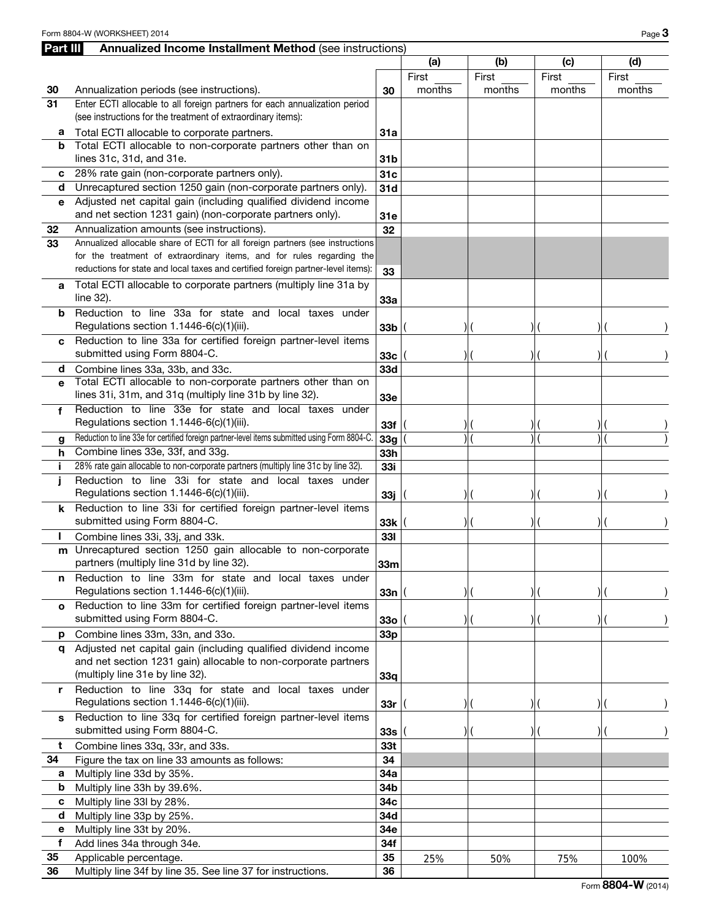## Part III Annualized Income Installment Method (see instructions)

| | | | (a) | (b) | (c) | (d) |
|---|---|---|---|---|---|---|
| **30** | Annualization periods (see instructions). | **30** | First ____ months | First ____ months | First ____ months | First ____ months |
| **31** | Enter ECTI allocable to all foreign partners for each annualization period (see instructions for the treatment of extraordinary items): | | | | | |
| **a** | Total ECTI allocable to corporate partners. | **31a** | | | | |
| **b** | Total ECTI allocable to non-corporate partners other than on lines 31c, 31d, and 31e. | **31b** | | | | |
| **c** | 28% rate gain (non-corporate partners only). | **31c** | | | | |
| **d** | Unrecaptured section 1250 gain (non-corporate partners only). | **31d** | | | | |
| **e** | Adjusted net capital gain (including qualified dividend income and net section 1231 gain) (non-corporate partners only). | **31e** | | | | |
| **32** | Annualization amounts (see instructions). | **32** | | | | |
| **33** | Annualized allocable share of ECTI for all foreign partners (see instructions for the treatment of extraordinary items, and for rules regarding the reductions for state and local taxes and certified foreign partner-level items): | **33** | | | | |
| **a** | Total ECTI allocable to corporate partners (multiply line 31a by line 32). | **33a** | | | | |
| **b** | Reduction to line 33a for state and local taxes under Regulations section 1.1446-6(c)(1)(iii). | **33b** | ( ) | ( ) | ( ) | ( ) |
| **c** | Reduction to line 33a for certified foreign partner-level items submitted using Form 8804-C. | **33c** | ( ) | ( ) | ( ) | ( ) |
| **d** | Combine lines 33a, 33b, and 33c. | **33d** | | | | |
| **e** | Total ECTI allocable to non-corporate partners other than on lines 31i, 31m, and 31q (multiply line 31b by line 32). | **33e** | | | | |
| **f** | Reduction to line 33e for state and local taxes under Regulations section 1.1446-6(c)(1)(iii). | **33f** | ( ) | ( ) | ( ) | ( ) |
| **g** | Reduction to line 33e for certified foreign partner-level items submitted using Form 8804-C. | **33g** | ( ) | ( ) | ( ) | ( ) |
| **h** | Combine lines 33e, 33f, and 33g. | **33h** | | | | |
| **i** | 28% rate gain allocable to non-corporate partners (multiply line 31c by line 32). | **33i** | | | | |
| **j** | Reduction to line 33i for state and local taxes under Regulations section 1.1446-6(c)(1)(iii). | **33j** | ( ) | ( ) | ( ) | ( ) |
| **k** | Reduction to line 33i for certified foreign partner-level items submitted using Form 8804-C. | **33k** | ( ) | ( ) | ( ) | ( ) |
| **l** | Combine lines 33i, 33j, and 33k. | **33l** | | | | |
| **m** | Unrecaptured section 1250 gain allocable to non-corporate partners (multiply line 31d by line 32). | **33m** | | | | |
| **n** | Reduction to line 33m for state and local taxes under Regulations section 1.1446-6(c)(1)(iii). | **33n** | ( ) | ( ) | ( ) | ( ) |
| **o** | Reduction to line 33m for certified foreign partner-level items submitted using Form 8804-C. | **33o** | ( ) | ( ) | ( ) | ( ) |
| **p** | Combine lines 33m, 33n, and 33o. | **33p** | | | | |
| **q** | Adjusted net capital gain (including qualified dividend income and net section 1231 gain) allocable to non-corporate partners (multiply line 31e by line 32). | **33q** | | | | |
| **r** | Reduction to line 33q for state and local taxes under Regulations section 1.1446-6(c)(1)(iii). | **33r** | ( ) | ( ) | ( ) | ( ) |
| **s** | Reduction to line 33q for certified foreign partner-level items submitted using Form 8804-C. | **33s** | ( ) | ( ) | ( ) | ( ) |
| **t** | Combine lines 33q, 33r, and 33s. | **33t** | | | | |
| **34** | Figure the tax on line 33 amounts as follows: | **34** | | | | |
| **a** | Multiply line 33d by 35%. | **34a** | | | | |
| **b** | Multiply line 33h by 39.6%. | **34b** | | | | |
| **c** | Multiply line 33l by 28%. | **34c** | | | | |
| **d** | Multiply line 33p by 25%. | **34d** | | | | |
| **e** | Multiply line 33t by 20%. | **34e** | | | | |
| **f** | Add lines 34a through 34e. | **34f** | | | | |
| **35** | Applicable percentage. | **35** | 25% | 50% | 75% | 100% |
| **36** | Multiply line 34f by line 35. See line 37 for instructions. | **36** | | | | |

Form **8804-W** (2014)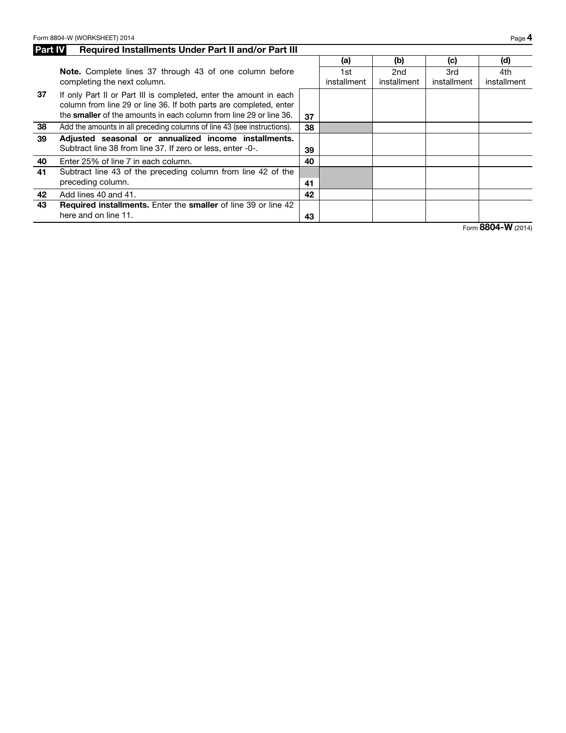## Part IV Required Installments Under Part II and/or Part III

| | | | (a) 1st installment | (b) 2nd installment | (c) 3rd installment | (d) 4th installment |
|---|---|---|---|---|---|---|
| | **Note.** Complete lines 37 through 43 of one column before completing the next column. | | | | | |
| 37 | If only Part II or Part III is completed, enter the amount in each column from line 29 or line 36. If both parts are completed, enter the **smaller** of the amounts in each column from line 29 or line 36. | 37 | | | | |
| 38 | Add the amounts in all preceding columns of line 43 (see instructions). | 38 | | | | |
| 39 | **Adjusted seasonal or annualized income installments.** Subtract line 38 from line 37. If zero or less, enter -0-. | 39 | | | | |
| 40 | Enter 25% of line 7 in each column. | 40 | | | | |
| 41 | Subtract line 43 of the preceding column from line 42 of the preceding column. | 41 | | | | |
| 42 | Add lines 40 and 41. | 42 | | | | |
| 43 | **Required installments.** Enter the **smaller** of line 39 or line 42 here and on line 11. | 43 | | | | |